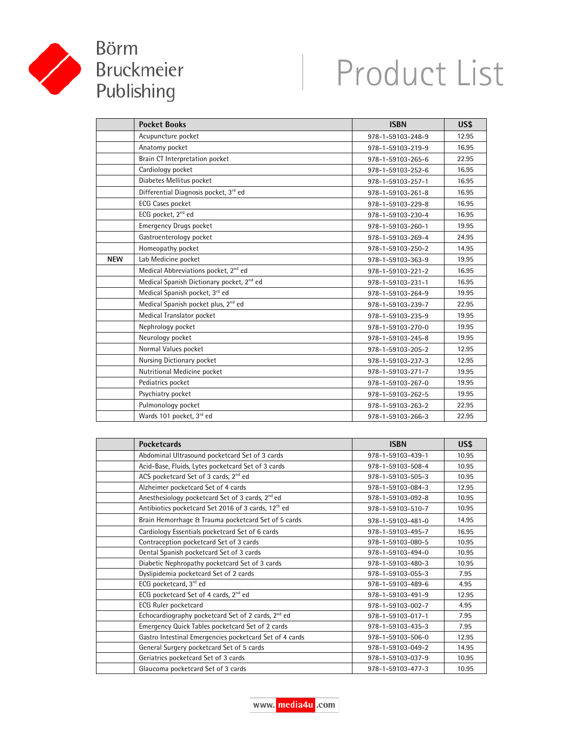# Börm Bruckmeier Publishing

# Product List

| | Pocket Books | ISBN | US$ |
|---|---|---|---|
| | Acupuncture pocket | 978-1-59103-248-9 | 12.95 |
| | Anatomy pocket | 978-1-59103-219-9 | 16.95 |
| | Brain CT Interpretation pocket | 978-1-59103-265-6 | 22.95 |
| | Cardiology pocket | 978-1-59103-252-6 | 16.95 |
| | Diabetes Mellitus pocket | 978-1-59103-257-1 | 16.95 |
| | Differential Diagnosis pocket, 3rd ed | 978-1-59103-261-8 | 16.95 |
| | ECG Cases pocket | 978-1-59103-229-8 | 16.95 |
| | ECG pocket, 2nd ed | 978-1-59103-230-4 | 16.95 |
| | Emergency Drugs pocket | 978-1-59103-260-1 | 19.95 |
| | Gastroenterology pocket | 978-1-59103-269-4 | 24.95 |
| | Homeopathy pocket | 978-1-59103-250-2 | 14.95 |
| **NEW** | Lab Medicine pocket | 978-1-59103-363-9 | 19.95 |
| | Medical Abbreviations pocket, 2nd ed | 978-1-59103-221-2 | 16.95 |
| | Medical Spanish Dictionary pocket, 2nd ed | 978-1-59103-231-1 | 16.95 |
| | Medical Spanish pocket, 3rd ed | 978-1-59103-264-9 | 19.95 |
| | Medical Spanish pocket plus, 2nd ed | 978-1-59103-239-7 | 22.95 |
| | Medical Translator pocket | 978-1-59103-235-9 | 19.95 |
| | Nephrology pocket | 978-1-59103-270-0 | 19.95 |
| | Neurology pocket | 978-1-59103-245-8 | 19.95 |
| | Normal Values pocket | 978-1-59103-205-2 | 12.95 |
| | Nursing Dictionary pocket | 978-1-59103-237-3 | 12.95 |
| | Nutritional Medicine pocket | 978-1-59103-271-7 | 19.95 |
| | Pediatrics pocket | 978-1-59103-267-0 | 19.95 |
| | Psychiatry pocket | 978-1-59103-262-5 | 19.95 |
| | Pulmonology pocket | 978-1-59103-263-2 | 22.95 |
| | Wards 101 pocket, 3rd ed | 978-1-59103-266-3 | 22.95 |

| | Pocketcards | ISBN | US$ |
|---|---|---|---|
| | Abdominal Ultrasound pocketcard Set of 3 cards | 978-1-59103-439-1 | 10.95 |
| | Acid-Base, Fluids, Lytes pocketcard Set of 3 cards | 978-1-59103-508-4 | 10.95 |
| | ACS pocketcard Set of 3 cards, 2nd ed | 978-1-59103-505-3 | 10.95 |
| | Alzheimer pocketcard Set of 4 cards | 978-1-59103-084-3 | 12.95 |
| | Anesthesiology pocketcard Set of 3 cards, 2nd ed | 978-1-59103-092-8 | 10.95 |
| | Antibiotics pocketcard Set 2016 of 3 cards, 12th ed | 978-1-59103-510-7 | 10.95 |
| | Brain Hemorrhage & Trauma pocketcard Set of 5 cards | 978-1-59103-481-0 | 14.95 |
| | Cardiology Essentials pocketcard Set of 6 cards | 978-1-59103-495-7 | 16.95 |
| | Contraception pocketcard Set of 3 cards | 978-1-59103-080-5 | 10.95 |
| | Dental Spanish pocketcard Set of 3 cards | 978-1-59103-494-0 | 10.95 |
| | Diabetic Nephropathy pocketcard Set of 3 cards | 978-1-59103-480-3 | 10.95 |
| | Dyslipidemia pocketcard Set of 2 cards | 978-1-59103-055-3 | 7.95 |
| | ECG pocketcard, 3rd ed | 978-1-59103-489-6 | 4.95 |
| | ECG pocketcard Set of 4 cards, 2nd ed | 978-1-59103-491-9 | 12.95 |
| | ECG Ruler pocketcard | 978-1-59103-002-7 | 4.95 |
| | Echocardiography pocketcard Set of 2 cards, 2nd ed | 978-1-59103-017-1 | 7.95 |
| | Emergency Quick Tables pocketcard Set of 2 cards | 978-1-59103-435-3 | 7.95 |
| | Gastro Intestinal Emergencies pocketcard Set of 4 cards | 978-1-59103-506-0 | 12.95 |
| | General Surgery pocketcard Set of 5 cards | 978-1-59103-049-2 | 14.95 |
| | Geriatrics pocketcard Set of 3 cards | 978-1-59103-037-9 | 10.95 |
| | Glaucoma pocketcard Set of 3 cards | 978-1-59103-477-3 | 10.95 |

www.media4u.com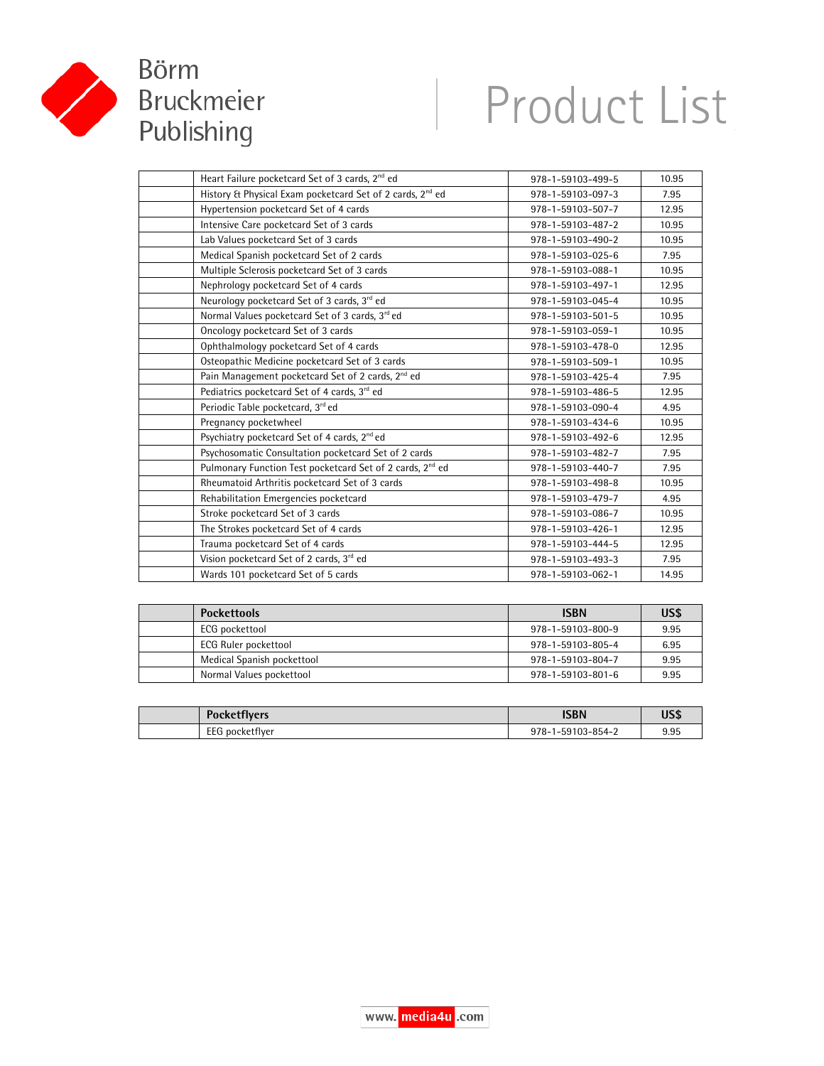# Product List

Börm Bruckmeier Publishing

| | | | |
|---|---|---|---|
| | Heart Failure pocketcard Set of 3 cards, 2nd ed | 978-1-59103-499-5 | 10.95 |
| | History & Physical Exam pocketcard Set of 2 cards, 2nd ed | 978-1-59103-097-3 | 7.95 |
| | Hypertension pocketcard Set of 4 cards | 978-1-59103-507-7 | 12.95 |
| | Intensive Care pocketcard Set of 3 cards | 978-1-59103-487-2 | 10.95 |
| | Lab Values pocketcard Set of 3 cards | 978-1-59103-490-2 | 10.95 |
| | Medical Spanish pocketcard Set of 2 cards | 978-1-59103-025-6 | 7.95 |
| | Multiple Sclerosis pocketcard Set of 3 cards | 978-1-59103-088-1 | 10.95 |
| | Nephrology pocketcard Set of 4 cards | 978-1-59103-497-1 | 12.95 |
| | Neurology pocketcard Set of 3 cards, 3rd ed | 978-1-59103-045-4 | 10.95 |
| | Normal Values pocketcard Set of 3 cards, 3rd ed | 978-1-59103-501-5 | 10.95 |
| | Oncology pocketcard Set of 3 cards | 978-1-59103-059-1 | 10.95 |
| | Ophthalmology pocketcard Set of 4 cards | 978-1-59103-478-0 | 12.95 |
| | Osteopathic Medicine pocketcard Set of 3 cards | 978-1-59103-509-1 | 10.95 |
| | Pain Management pocketcard Set of 2 cards, 2nd ed | 978-1-59103-425-4 | 7.95 |
| | Pediatrics pocketcard Set of 4 cards, 3rd ed | 978-1-59103-486-5 | 12.95 |
| | Periodic Table pocketcard, 3rd ed | 978-1-59103-090-4 | 4.95 |
| | Pregnancy pocketwheel | 978-1-59103-434-6 | 10.95 |
| | Psychiatry pocketcard Set of 4 cards, 2nd ed | 978-1-59103-492-6 | 12.95 |
| | Psychosomatic Consultation pocketcard Set of 2 cards | 978-1-59103-482-7 | 7.95 |
| | Pulmonary Function Test pocketcard Set of 2 cards, 2nd ed | 978-1-59103-440-7 | 7.95 |
| | Rheumatoid Arthritis pocketcard Set of 3 cards | 978-1-59103-498-8 | 10.95 |
| | Rehabilitation Emergencies pocketcard | 978-1-59103-479-7 | 4.95 |
| | Stroke pocketcard Set of 3 cards | 978-1-59103-086-7 | 10.95 |
| | The Strokes pocketcard Set of 4 cards | 978-1-59103-426-1 | 12.95 |
| | Trauma pocketcard Set of 4 cards | 978-1-59103-444-5 | 12.95 |
| | Vision pocketcard Set of 2 cards, 3rd ed | 978-1-59103-493-3 | 7.95 |
| | Wards 101 pocketcard Set of 5 cards | 978-1-59103-062-1 | 14.95 |

| | Pockettools | ISBN | US$ |
|---|---|---|---|
| | ECG pockettool | 978-1-59103-800-9 | 9.95 |
| | ECG Ruler pockettool | 978-1-59103-805-4 | 6.95 |
| | Medical Spanish pockettool | 978-1-59103-804-7 | 9.95 |
| | Normal Values pockettool | 978-1-59103-801-6 | 9.95 |

| | Pocketflyers | ISBN | US$ |
|---|---|---|---|
| | EEG pocketflyer | 978-1-59103-854-2 | 9.95 |

www.media4u.com